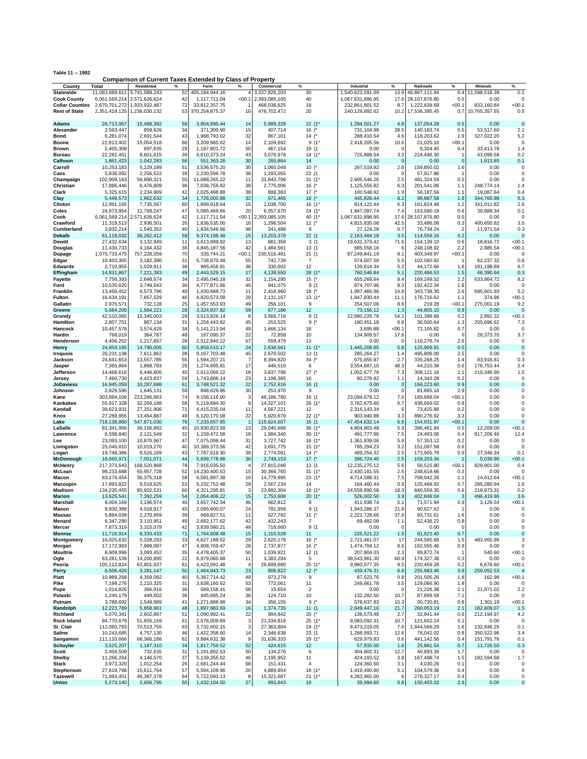**Table 11 -- 1992**

**Comparison of Current Taxes Extended by Class of Property**

| County | Total | Residential | % | Farm | % | Commercial | % | Industrial | % | Railroads | % | Minerals | % |
|---|---|---|---|---|---|---|---|---|---|---|---|---|---|
| Statewide | 11,083,689,611 | 5,741,589,243 | 52 | 405,184,944.16 | 4 | 3,337,826,203 | 30 | 1,540,623,591.09 | 13.9 | 46,867,111.94 | 0.4 | 11,598,518.39 | 0.1 |
| Cook County | 6,061,569,214 | 2,571,626,624 | 42 | 1,117,711.04 | <00.1 | 2,393,085,105 | 40 | 1,067,631,896.95 | 17.6 | 28,107,876.80 | 0.5 | 0.00 | 0 |
| Collar Counties | 2,670,701,272 | 1,933,932,487 | 72 | 33,812,357.75 | 1 | 468,038,625 | 18 | 232,861,801.52 | 8.7 | 1,222,839.69 | <00.1 | 833,160.84 | <00.1 |
| Rest of State | 2,351,419,125 | 1,236,030,132 | 53 | 370,254,875.37 | 16 | 476,702,472 | 20 | 240,129,892.62 | 10.2 | 17,536,395.45 | 0.7 | 10,765,357.55 | 0.5 |
| Adams | 26,713,967 | 15,488,392 | 58 | 3,804,690.44 | 14 | 5,989,329 | 22 (1* | 1,294,501.27 | 4.8 | 137,054.28 | 0.5 | 0.00 | 0 |
| Alexander | 2,563,447 | 859,626 | 34 | 371,300.90 | 15 | 407,714 | 16 (* | 731,104.98 | 28.5 | 140,183.74 | 5.5 | 53,517.60 | 2.1 |
| Bond | 6,281,074 | 2,691,544 | 43 | 1,988,793.02 | 32 | 867,101 | 14 (* | 288,410.54 | 4.6 | 118,203.62 | 1.9 | 327,022.20 | 5.2 |
| Boone | 22,813,402 | 15,054,518 | 66 | 3,209,960.62 | 14 | 2,109,692 | 9 (1* | 2,418,205.56 | 10.6 | 21,025.16 | <00.1 | 0.00 | 0 |
| Brown | 2,405,309 | 697,635 | 29 | 1,197,801.72 | 50 | 467,154 | 19 (1 | 0.00 | 0 | 9,304.40 | 0.4 | 33,413.78 | 1.4 |
| Bureau | 22,282,451 | 8,601,615 | 39 | 9,610,373.24 | 43 | 3,076,978 | 14 (1* | 725,888.54 | 3.3 | 224,496.30 | 1 | 43,099.58 | 0.2 |
| Calhoun | 1,861,423 | 1,042,283 | 56 | 551,363.28 | 30 | 265,864 | 14 | 0.00 | 0 | 0.00 | 0 | 1,913.85 | 0.1 |
| Carroll | 10,253,183 | 5,229,189 | 51 | 3,536,575.20 | 35 | 1,060,049 | 10 (* | 267,519.92 | 2.6 | 159,850.02 | 1.6 | 0.00 | 0 |
| Cass | 5,838,092 | 2,256,522 | 39 | 2,230,596.78 | 38 | 1,293,055 | 22 (1 | 0.00 | 0 | 57,917.86 | 1 | 0.00 | 0 |
| Champaign | 102,909,163 | 56,890,321 | 55 | 11,088,265.22 | 11 | 31,843,706 | 31 (1* | 2,605,546.26 | 2.5 | 481,324.59 | 0.5 | 0.00 | 0 |
| Christian | 17,866,446 | 6,476,809 | 36 | 7,038,759.82 | 39 | 2,775,006 | 16 (* | 1,125,555.82 | 6.3 | 201,541.06 | 1.1 | 248,774.14 | 1.4 |
| Clark | 5,325,615 | 2,234,909 | 42 | 2,025,498.88 | 38 | 889,383 | 17 (* | 100,548.92 | 1.9 | 56,187.56 | 1.1 | 19,087.64 | 0.4 |
| Clay | 5,449,573 | 1,862,632 | 34 | 1,726,000.88 | 32 | 971,466 | 18 (* | 445,826.44 | 8.2 | 98,887.58 | 1.8 | 344,760.98 | 6.3 |
| Clinton | 12,991,165 | 7,735,587 | 60 | 1,899,918.64 | 15 | 2,038,700 | 16 (1* | 814,122.44 | 6.3 | 161,824.48 | 1.2 | 341,011.82 | 2.6 |
| Coles | 24,973,954 | 11,799,247 | 47 | 5,085,469.66 | 20 | 6,057,670 | 24 (1* | 1,847,097.74 | 7.4 | 153,580.18 | 0.6 | 30,889.34 | 0.1 |
| Cook | 6,061,569,214 | 2,571,626,624 | 42 | 1,117,711.04 | <00.1 | 2,393,085,105 | 40 (1* | 1,067,631,896.95 | 17.6 | 28,107,876.80 | 0.5 | 0.00 | 0 |
| Crawford | 11,319,513 | 2,936,501 | 26 | 1,836,535.00 | 16 | 1,296,504 | 12 (* | 4,815,835.08 | 42.5 | 33,486.08 | 0.3 | 400,650.82 | 3.5 |
| Cumberland | 3,832,214 | 1,540,352 | 40 | 1,834,546.66 | 48 | 341,486 | 9 | 27,124.28 | 0.7 | 76,734.24 | 2 | 11,971.54 | 0.3 |
| Dekalb | 61,118,032 | 36,262,412 | 59 | 9,374,198.48 | 15 | 13,203,378 | 22 (1 | 2,163,484.18 | 3.5 | 114,559.16 | 0.2 | 0.00 | 0 |
| Dewitt | 27,432,634 | 3,132,949 | 11 | 3,613,999.92 | 13 | 881,356 | 3 (1 | 19,631,373.42 | 71.6 | 154,139.10 | 0.6 | 18,816.72 | <00.1 |
| Douglas | 11,430,733 | 4,164,432 | 36 | 4,845,187.56 | 42 | 1,484,561 | 13 (1 | 685,558.16 | 6 | 248,108.92 | 2.2 | 2,885.54 | <00.1 |
| Dupage | 1,075,733,475 | 757,228,059 | 70 | 335,744.21 | <00.1 | 230,516,481 | 21 (1 | 87,249,841.19 | 8.1 | 403,349.97 | <00.1 | 0.00 | 0 |
| Edgar | 10,403,305 | 3,182,390 | 31 | 5,738,870.48 | 55 | 742,739 | 7 | 574,507.58 | 5.5 | 102,560.92 | 1 | 62,237.32 | 0.6 |
| Edwards | 2,710,955 | 1,029,911 | 38 | 985,456.81 | 36 | 330,602 | 12 | 139,614.34 | 5.2 | 44,172.66 | 1.6 | 181,198.89 | 6.7 |
| Effingham | 14,831,867 | 7,221,383 | 49 | 2,443,529.15 | 17 | 4,139,550 | 28 (1* | 760,546.84 | 5.1 | 220,466.53 | 1.5 | 46,390.64 | 0.3 |
| Fayette | 7,756,393 | 2,648,674 | 34 | 2,495,040.18 | 32 | 1,154,295 | 15 (* | 655,269.64 | 8.4 | 169,249.52 | 2.2 | 633,864.72 | 8.2 |
| Ford | 10,535,620 | 3,749,543 | 36 | 4,777,871.66 | 45 | 941,075 | 9 (1 | 874,707.96 | 8.3 | 192,422.34 | 1.8 | 0.00 | 0 |
| Franklin | 13,450,452 | 6,573,796 | 49 | 1,430,888.73 | 11 | 2,418,960 | 18 (* | 1,987,466.96 | 14.8 | 343,738.30 | 2.6 | 695,601.93 | 5.2 |
| Fulton | 16,634,191 | 7,657,529 | 46 | 4,820,573.08 | 29 | 2,131,167 | 13 (1* | 1,847,830.44 | 11.1 | 176,716.62 | 1.1 | 374.96 | <00.1 |
| Gallatin | 2,975,571 | 732,128 | 25 | 1,457,553.93 | 49 | 256,101 | 9 | 254,507.06 | 8.6 | 219.28 | <00.1 | 275,061.19 | 9.2 |
| Greene | 5,684,205 | 1,564,221 | 28 | 3,324,837.82 | 59 | 677,186 | 12 | 73,156.12 | 1.3 | 44,805.10 | 0.8 | 0.00 | 0 |
| Grundy | 42,510,065 | 12,345,003 | 29 | 3,513,826.14 | 8 | 3,566,716 | 8 (1 | 22,980,228.76 | 54.1 | 101,398.66 | 0.2 | 2,892.32 | <00.1 |
| Hamilton | 2,807,751 | 867,134 | 31 | 1,254,443.82 | 45 | 253,525 | 9 (* | 190,451.18 | 6.8 | 36,500.64 | 1.3 | 205,696.62 | 7.3 |
| Hancock | 10,457,578 | 3,574,429 | 34 | 5,141,213.94 | 49 | 1,666,134 | 16 | 3,695.88 | <00.1 | 72,105.82 | 0.7 | 0.00 | 0 |
| Hardin | 768,019 | 364,787 | 48 | 167,090.37 | 22 | 72,858 | 10 | 134,909.57 | 17.6 | 0.00 | 0 | 28,373.70 | 3.7 |
| Henderson | 4,406,252 | 1,217,657 | 28 | 2,512,840.22 | 57 | 559,479 | 13 | 0.00 | 0 | 116,276.74 | 2.6 | 0.00 | 0 |
| Henry | 24,859,195 | 14,790,005 | 60 | 5,859,510.17 | 24 | 2,638,561 | 11 (1* | 1,445,208.85 | 5.8 | 125,909.91 | 0.5 | 0.00 | 0 |
| Iroquois | 20,231,138 | 7,611,862 | 38 | 9,167,703.48 | 45 | 2,670,502 | 13 (1 | 285,264.27 | 1.4 | 495,806.00 | 2.5 | 0.00 | 0 |
| Jackson | 24,641,653 | 13,557,785 | 55 | 1,594,207.21 | 7 | 8,394,820 | 34 (* | 675,655.97 | 2.7 | 335,268.25 | 1.4 | 83,916.81 | 0.3 |
| Jasper | 7,365,864 | 1,868,793 | 25 | 1,274,895.81 | 17 | 446,519 | 6 | 3,554,687.10 | 48.3 | 44,215.38 | 0.6 | 176,753.44 | 2.4 |
| Jefferson | 14,468,616 | 6,446,605 | 45 | 2,613,066.22 | 18 | 3,837,798 | 27 (* | 1,052,677.76 | 7.3 | 308,121.16 | 2.1 | 210,348.90 | 1.5 |
| Jersey | 7,460,730 | 4,423,837 | 59 | 1,743,886.14 | 23 | 1,198,385 | 16 | 80,278.82 | 1.1 | 14,343.28 | 0.2 | 0.00 | 0 |
| JoDaviess | 16,945,059 | 10,287,698 | 61 | 3,748,521.32 | 22 | 2,752,616 | 16 (1 | 0.00 | 0 | 156,223.60 | 0.9 | 0.00 | 0 |
| Johnson | 2,829,596 | 1,645,131 | 58 | 848,629.86 | 30 | 253,970 | 9 | 0.00 | 0 | 81,865.18 | 2.9 | 0.00 | 0 |
| Kane | 303,894,106 | 223,266,863 | 74 | 9,156,116.00 | 3 | 48,186,780 | 16 (1 | 23,094,679.12 | 7.6 | 189,668.04 | <00.1 | 0.00 | 0 |
| Kankakee | 55,917,328 | 32,269,188 | 58 | 5,119,694.30 | 9 | 14,327,101 | 26 (1* | 3,762,675.60 | 6.7 | 438,669.02 | 0.8 | 0.00 | 0 |
| Kendall | 38,623,931 | 27,251,906 | 71 | 4,415,235.04 | 11 | 4,567,221 | 12 | 2,316,143.34 | 6 | 73,425.86 | 0.2 | 0.00 | 0 |
| Knox | 27,289,955 | 13,454,887 | 49 | 6,120,170.08 | 22 | 5,920,679 | 22 (1* | 903,940.98 | 3.3 | 890,276.92 | 3.3 | 0.00 | 0 |
| Lake | 718,138,860 | 547,671,030 | 76 | 7,233,657.85 | 1 | 115,624,607 | 16 (1 | 47,454,632.14 | 6.6 | 154,931.97 | <00.1 | 0.00 | 0 |
| LaSalle | 81,341,958 | 36,156,892 | 45 | 10,930,823.58 | 13 | 29,040,668 | 36 (1* | 4,804,903.48 | 5.9 | 396,461.84 | 0.5 | 12,209.00 | <00.1 |
| Lawrence | 6,598,840 | 2,121,549 | 32 | 1,159,472.58 | 18 | 1,984,340 | 30 (1* | 491,777.96 | 7.5 | 24,493.06 | 0.4 | 817,206.46 | 12.4 |
| Lee | 23,093,100 | 10,870,967 | 47 | 7,075,098.44 | 31 | 3,727,742 | 16 (1* | 1,361,939.06 | 5.9 | 57,353.12 | 0.2 | 0.00 | 0 |
| Livingston | 25,046,810 | 10,019,270 | 40 | 10,389,373.56 | 42 | 3,691,775 | 15 (1* | 795,294.23 | 3.2 | 151,097.58 | 0.6 | 0.00 | 0 |
| Logan | 19,748,386 | 8,516,169 | 43 | 7,767,619.30 | 39 | 2,774,091 | 14 (* | 489,254.32 | 2.5 | 173,905.78 | 0.9 | 27,346.34 | 0.1 |
| McDonough | 16,060,971 | 7,051,071 | 44 | 5,699,778.98 | 36 | 2,749,153 | 17 (* | 396,724.40 | 2.5 | 159,203.34 | 1 | 5,039.90 | <00.1 |
| McHenry | 217,373,643 | 168,520,968 | 78 | 7,916,035.50 | 4 | 27,815,048 | 13 (1 | 12,235,275.12 | 5.6 | 56,515.80 | <00.1 | 829,801.00 | 0.4 |
| McLean | 98,233,688 | 50,957,728 | 52 | 14,230,400.63 | 14 | 30,366,760 | 31 (1* | 2,430,181.55 | 2.5 | 248,618.66 | 0.3 | 0.00 | 0 |
| Macon | 63,174,454 | 36,375,318 | 58 | 6,581,897.38 | 10 | 14,779,995 | 23 (1* | 4,714,588.31 | 7.5 | 708,042.26 | 1.1 | 14,612.64 | <00.1 |
| Macoupin | 17,893,822 | 9,518,625 | 53 | 5,232,752.48 | 29 | 2,567,234 | 14 | 164,460.44 | 0.9 | 125,468.92 | 0.7 | 285,280.94 | 1.6 |
| Madison | 134,235,455 | 80,602,531 | 60 | 4,321,295.81 | 3 | 23,692,304 | 18 (1* | 24,559,890.58 | 18.3 | 840,559.30 | 0.6 | 218,873.31 | 0.2 |
| Marion | 13,625,541 | 7,392,259 | 54 | 2,054,406.22 | 15 | 2,753,606 | 20 (1* | 526,002.50 | 3.9 | 402,848.04 | 3 | 496,419.96 | 3.6 |
| Marshall | 8,004,169 | 3,196,974 | 40 | 3,657,742.34 | 46 | 662,812 | 8 | 411,938.74 | 5.1 | 71,571.94 | 0.9 | 3,129.54 | <00.1 |
| Mason | 8,930,389 | 4,018,917 | 45 | 2,095,600.07 | 24 | 781,958 | 9 (1 | 1,943,286.37 | 21.8 | 90,627.62 | 1 | 0.00 | 0 |
| Massac | 5,884,039 | 2,270,959 | 39 | 669,827.51 | 11 | 627,792 | 11 (* | 2,221,728.66 | 37.8 | 93,731.61 | 1.6 | 0.00 | 0 |
| Menard | 6,347,290 | 3,110,951 | 49 | 2,682,177.62 | 42 | 432,243 | 7 | 69,482.08 | 1.1 | 52,436.22 | 0.8 | 0.00 | 0 |
| Mercer | 7,873,319 | 3,315,079 | 42 | 3,839,580.21 | 49 | 718,660 | 9 (1 | 0.00 | 0 | 0.00 | 0 | 0.00 | 0 |
| Monroe | 11,716,914 | 8,333,433 | 71 | 1,764,608.48 | 15 | 1,310,528 | 11 | 226,521.22 | 1.9 | 81,823.40 | 0.7 | 0.00 | 0 |
| Montgomery | 16,025,632 | 5,328,283 | 33 | 4,627,188.52 | 29 | 2,620,178 | 16 (* | 2,721,461.07 | 17 | 244,565.68 | 1.5 | 483,955.96 | 3 |
| Morgan | 17,172,993 | 7,989,087 | 47 | 4,808,769.47 | 28 | 2,737,877 | 16 (* | 1,474,704.12 | 8.6 | 162,555.46 | 0.9 | 0.00 | 0 |
| Moultrie | 8,909,996 | 3,093,452 | 35 | 4,478,405.37 | 50 | 1,039,921 | 12 (1 | 207,804.03 | 2.3 | 89,872.74 | 1 | 540.60 | <00.1 |
| Ogle | 63,281,539 | 14,200,895 | 22 | 6,979,060.68 | 11 | 3,383,294 | 5 | 38,543,961.30 | 60.9 | 174,327.38 | 0.3 | 0.00 | 0 |
| Peoria | 105,112,824 | 63,801,937 | 61 | 4,423,091.48 | 4 | 26,699,680 | 25 (1* | 9,960,977.35 | 9.5 | 220,459.28 | 0.2 | 6,678.60 | <00.1 |
| Perry | 6,506,426 | 3,281,147 | 50 | 1,464,943.73 | 23 | 806,822 | 12 (* | 439,476.31 | 6.8 | 255,983.46 | 3.9 | 258,052.53 | 4 |
| Piatt | 10,989,268 | 4,359,082 | 40 | 5,367,714.42 | 49 | 973,279 | 9 | 87,523.76 | 0.8 | 201,505.26 | 1.8 | 162.98 | <00.1 |
| Pike | 7,199,276 | 2,210,325 | 31 | 3,838,160.62 | 53 | 772,061 | 11 | 249,661.78 | 3.5 | 129,066.90 | 1.8 | 0.00 | 0 |
| Pope | 1,014,826 | 366,916 | 36 | 589,158.41 | 58 | 15,654 | 2 | 0.00 | 0 | 21,226.38 | 2.1 | 21,871.02 | 2.2 |
| Pulaski | 1,240,179 | 449,602 | 36 | 445,685.24 | 36 | 124,710 | 10 | 132,282.50 | 10.7 | 87,899.58 | 7.1 | 0.00 | 0 |
| Putnam | 3,788,692 | 1,549,989 | 41 | 1,271,888.88 | 34 | 356,155 | 9 (* | 578,637.83 | 15.3 | 30,720.81 | 0.8 | 1,301.19 | <00.1 |
| Randolph | 12,223,789 | 5,858,961 | 48 | 1,897,983.69 | 16 | 1,374,735 | 11 (1 | 2,649,447.16 | 21.7 | 260,053.19 | 2.1 | 182,609.07 | 1.5 |
| Richland | 5,070,341 | 2,602,897 | 51 | 1,090,992.41 | 22 | 994,842 | 20 (* | 136,573.48 | 2.7 | 32,841.44 | 0.6 | 212,194.97 | 4.2 |
| Rock Island | 84,770,679 | 51,655,159 | 61 | 2,576,009.89 | 3 | 21,334,816 | 25 (1* | 9,083,092.31 | 10.7 | 121,602.14 | 0.1 | 0.00 | 0 |
| St. Clair | 112,060,793 | 70,513,755 | 63 | 3,732,602.15 | 3 | 27,363,804 | 24 (1* | 8,473,219.05 | 7.6 | 1,844,566.29 | 1.6 | 132,846.25 | 0.1 |
| Saline | 10,243,685 | 4,757,130 | 46 | 1,422,358.60 | 14 | 2,346,638 | 23 (1 | 1,288,993.71 | 12.6 | 78,042.02 | 0.8 | 350,522.96 | 3.4 |
| Sangamon | 111,110,066 | 68,366,186 | 62 | 9,884,632.38 | 9 | 31,636,333 | 29 (1* | 629,979.83 | 0.6 | 441,142.56 | 0.4 | 151,791.76 | 0.1 |
| Schuyler | 3,525,207 | 1,187,310 | 34 | 1,817,759.52 | 52 | 424,615 | 12 | 57,935.00 | 1.6 | 25,861.54 | 0.7 | 11,726.50 | 0.3 |
| Scott | 2,404,509 | 732,635 | 31 | 1,191,802.53 | 50 | 134,276 | 6 | 304,902.31 | 12.7 | 40,893.39 | 1.7 | 0.00 | 0 |
| Shelby | 11,266,264 | 4,146,670 | 37 | 5,139,355.02 | 46 | 1,195,952 | 11 | 424,193.52 | 3.8 | 167,498.74 | 1.5 | 192,594.68 | 1.7 |
| Stark | 3,973,320 | 1,012,254 | 26 | 2,681,244.44 | 68 | 151,431 | 4 | 124,360.50 | 3.1 | 4,030.26 | 0.1 | 0.00 | 0 |
| Stephenson | 27,619,798 | 15,611,764 | 57 | 5,594,109.96 | 20 | 4,889,854 | 18 (1* | 1,419,490.80 | 5.1 | 104,579.36 | 0.4 | 0.00 | 0 |
| Tazewell | 71,993,451 | 46,387,378 | 64 | 5,722,093.13 | 8 | 15,321,687 | 21 (1* | 4,283,965.00 | 6 | 278,327.17 | 0.4 | 0.00 | 0 |
| Union | 5,273,140 | 2,656,795 | 50 | 1,432,104.50 | 27 | 993,843 | 19 | 39,994.60 | 0.8 | 150,403.02 | 2.9 | 0.00 | 0 |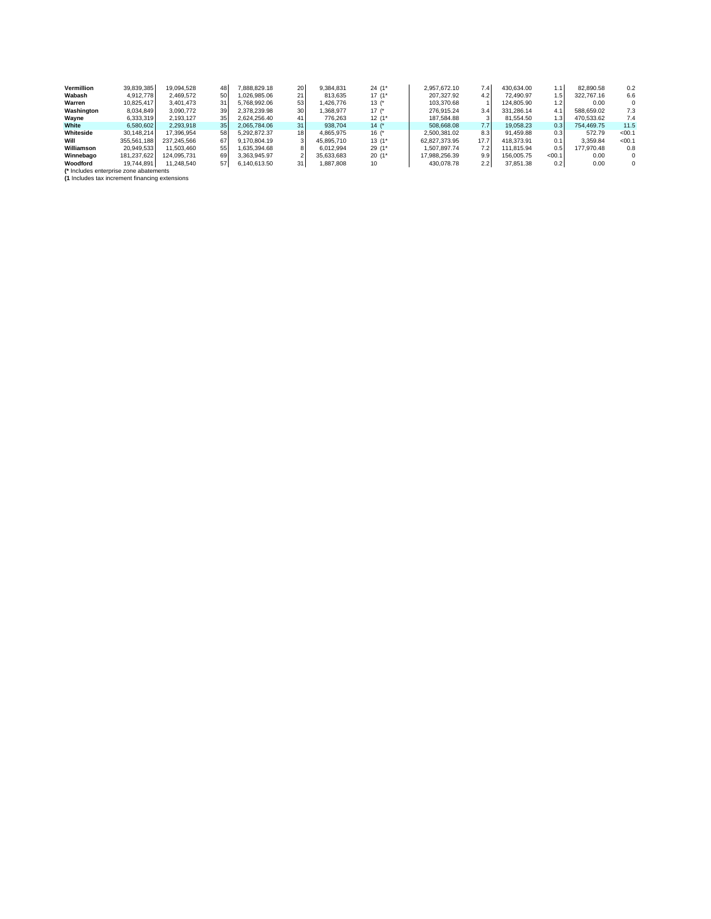| | | | | | | | | | | | | | | |
|---|---|---|---|---|---|---|---|---|---|---|---|---|---|---|
| **Vermillion** | 39,839,385 | 19,094,528 | 48 | 7,888,829.18 | 20 | 9,384,831 | 24 (1* | 2,957,672.10 | 7.4 | 430,634.00 | 1.1 | 82,890.58 | 0.2 |
| **Wabash** | 4,912,778 | 2,469,572 | 50 | 1,026,985.06 | 21 | 813,635 | 17 (1* | 207,327.92 | 4.2 | 72,490.97 | 1.5 | 322,767.16 | 6.6 |
| **Warren** | 10,825,417 | 3,401,473 | 31 | 5,768,992.06 | 53 | 1,426,776 | 13 (* | 103,370.68 | 1 | 124,805.90 | 1.2 | 0.00 | 0 |
| **Washington** | 8,034,849 | 3,090,772 | 39 | 2,378,239.98 | 30 | 1,368,977 | 17 (* | 276,915.24 | 3.4 | 331,286.14 | 4.1 | 588,659.02 | 7.3 |
| **Wayne** | 6,333,319 | 2,193,127 | 35 | 2,624,256.40 | 41 | 776,263 | 12 (1* | 187,584.88 | 3 | 81,554.50 | 1.3 | 470,533.62 | 7.4 |
| **White** | 6,580,602 | 2,293,918 | 35 | 2,065,784.06 | 31 | 938,704 | 14 (* | 508,668.08 | 7.7 | 19,058.23 | 0.3 | 754,469.75 | 11.5 |
| **Whiteside** | 30,148,214 | 17,396,954 | 58 | 5,292,872.37 | 18 | 4,865,975 | 16 (* | 2,500,381.02 | 8.3 | 91,459.88 | 0.3 | 572.79 | <00.1 |
| **Will** | 355,561,188 | 237,245,566 | 67 | 9,170,804.19 | 3 | 45,895,710 | 13 (1* | 62,827,373.95 | 17.7 | 418,373.91 | 0.1 | 3,359.84 | <00.1 |
| **Williamson** | 20,949,533 | 11,503,460 | 55 | 1,635,394.68 | 8 | 6,012,994 | 29 (1* | 1,507,897.74 | 7.2 | 111,815.94 | 0.5 | 177,970.48 | 0.8 |
| **Winnebago** | 181,237,622 | 124,095,731 | 69 | 3,363,945.97 | 2 | 35,633,683 | 20 (1* | 17,988,256.39 | 9.9 | 156,005.75 | <00.1 | 0.00 | 0 |
| **Woodford** | 19,744,891 | 11,248,540 | 57 | 6,140,613.50 | 31 | 1,887,808 | 10 | 430,078.78 | 2.2 | 37,851.38 | 0.2 | 0.00 | 0 |

**(*** Includes enterprise zone abatements

**(1** Includes tax increment financing extensions